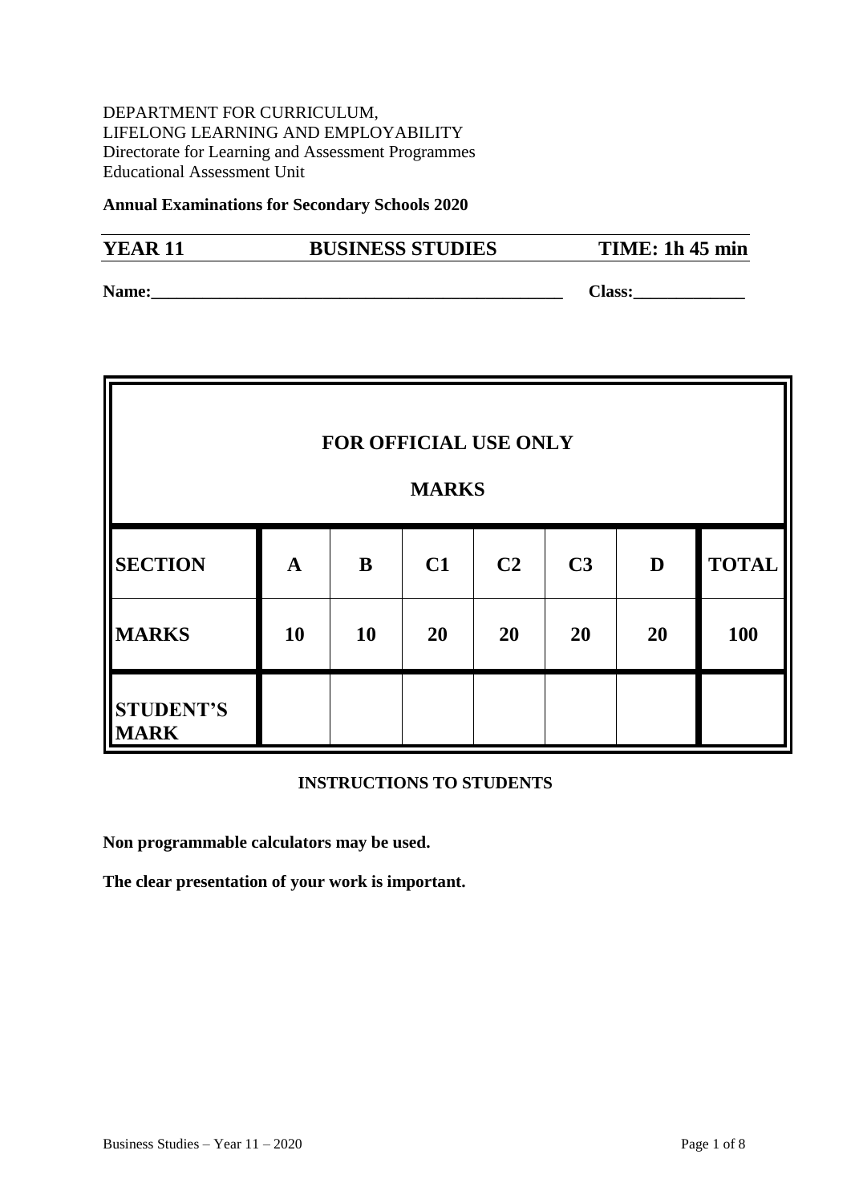DEPARTMENT FOR CURRICULUM,
LIFELONG LEARNING AND EMPLOYABILITY
Directorate for Learning and Assessment Programmes
Educational Assessment Unit

**Annual Examinations for Secondary Schools 2020**

**YEAR 11** **BUSINESS STUDIES** **TIME: 1h 45 min**

**Name:**\_\_\_\_\_\_\_\_\_\_\_\_\_\_\_\_\_\_\_\_\_\_\_\_\_\_\_\_\_\_\_\_\_\_\_\_\_\_\_\_\_\_\_\_\_\_\_\_ **Class:**\_\_\_\_\_\_\_\_\_\_\_\_\_

| **FOR OFFICIAL USE ONLY<br>MARKS** | | | | | | | |
|---|---|---|---|---|---|---|---|
| **SECTION** | **A** | **B** | **C1** | **C2** | **C3** | **D** | **TOTAL** |
| **MARKS** | **10** | **10** | **20** | **20** | **20** | **20** | **100** |
| **STUDENT'S MARK** | | | | | | | |

**INSTRUCTIONS TO STUDENTS**

**Non programmable calculators may be used.**

**The clear presentation of your work is important.**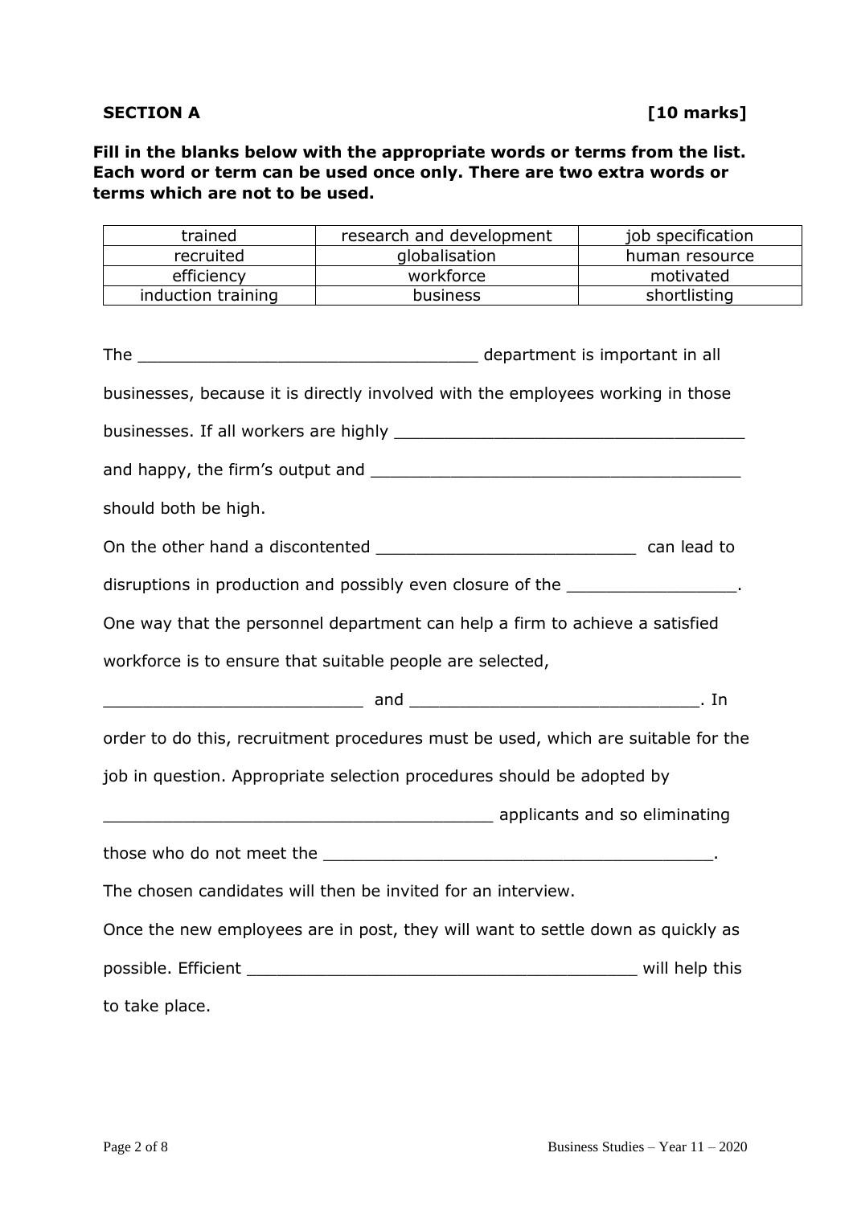**SECTION A** **[10 marks]**

**Fill in the blanks below with the appropriate words or terms from the list. Each word or term can be used once only. There are two extra words or terms which are not to be used.**

| trained | research and development | job specification |
|---|---|---|
| recruited | globalisation | human resource |
| efficiency | workforce | motivated |
| induction training | business | shortlisting |

The __________________________________ department is important in all businesses, because it is directly involved with the employees working in those businesses. If all workers are highly ___________________________________ and happy, the firm's output and _____________________________________ should both be high.

On the other hand a discontented __________________________ can lead to disruptions in production and possibly even closure of the _________________.

One way that the personnel department can help a firm to achieve a satisfied workforce is to ensure that suitable people are selected, __________________________ and _____________________________. In order to do this, recruitment procedures must be used, which are suitable for the job in question. Appropriate selection procedures should be adopted by _______________________________________ applicants and so eliminating those who do not meet the _______________________________________.

The chosen candidates will then be invited for an interview.

Once the new employees are in post, they will want to settle down as quickly as possible. Efficient _______________________________________ will help this to take place.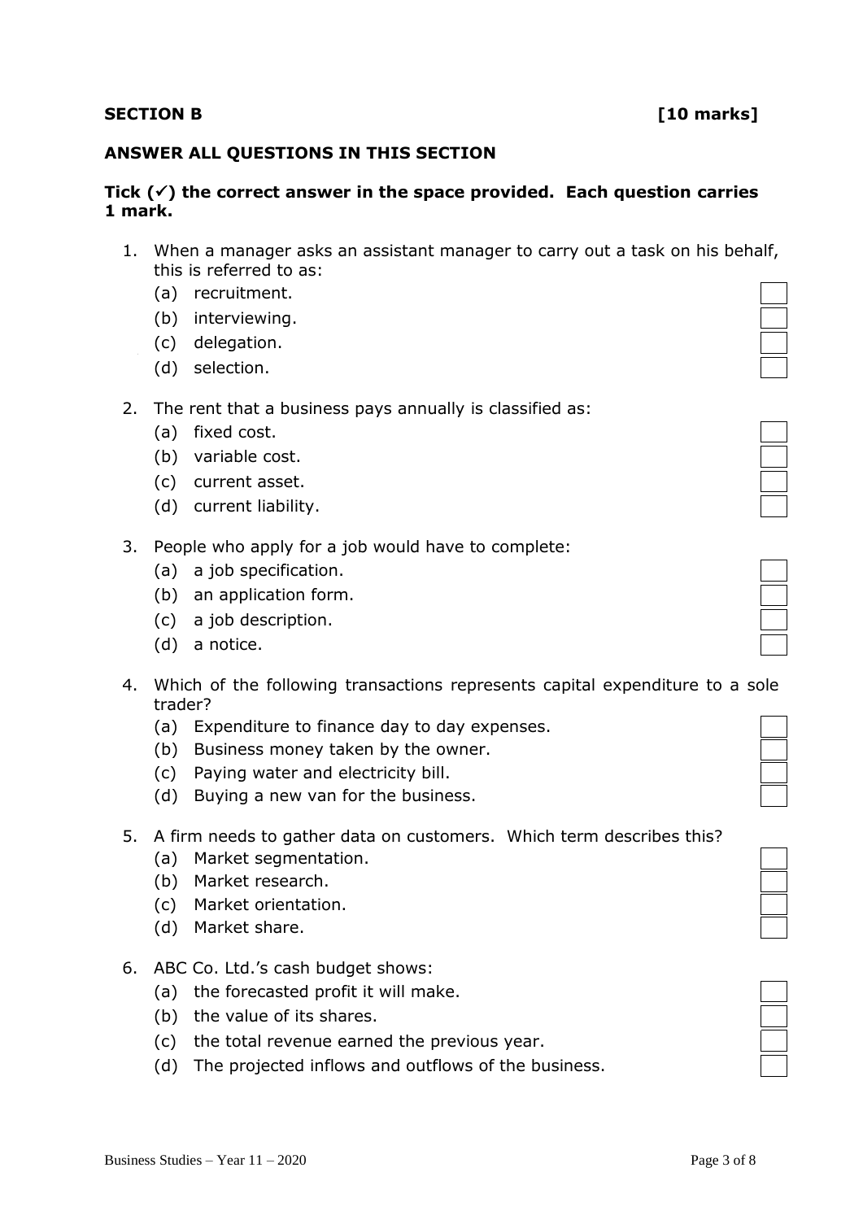**SECTION B** **[10 marks]**

**ANSWER ALL QUESTIONS IN THIS SECTION**

**Tick (✓) the correct answer in the space provided. Each question carries 1 mark.**

1. When a manager asks an assistant manager to carry out a task on his behalf, this is referred to as:
   - (a) recruitment. ☐
   - (b) interviewing. ☐
   - (c) delegation. ☐
   - (d) selection. ☐

2. The rent that a business pays annually is classified as:
   - (a) fixed cost. ☐
   - (b) variable cost. ☐
   - (c) current asset. ☐
   - (d) current liability. ☐

3. People who apply for a job would have to complete:
   - (a) a job specification. ☐
   - (b) an application form. ☐
   - (c) a job description. ☐
   - (d) a notice. ☐

4. Which of the following transactions represents capital expenditure to a sole trader?
   - (a) Expenditure to finance day to day expenses. ☐
   - (b) Business money taken by the owner. ☐
   - (c) Paying water and electricity bill. ☐
   - (d) Buying a new van for the business. ☐

5. A firm needs to gather data on customers. Which term describes this?
   - (a) Market segmentation. ☐
   - (b) Market research. ☐
   - (c) Market orientation. ☐
   - (d) Market share. ☐

6. ABC Co. Ltd.'s cash budget shows:
   - (a) the forecasted profit it will make. ☐
   - (b) the value of its shares. ☐
   - (c) the total revenue earned the previous year. ☐
   - (d) The projected inflows and outflows of the business. ☐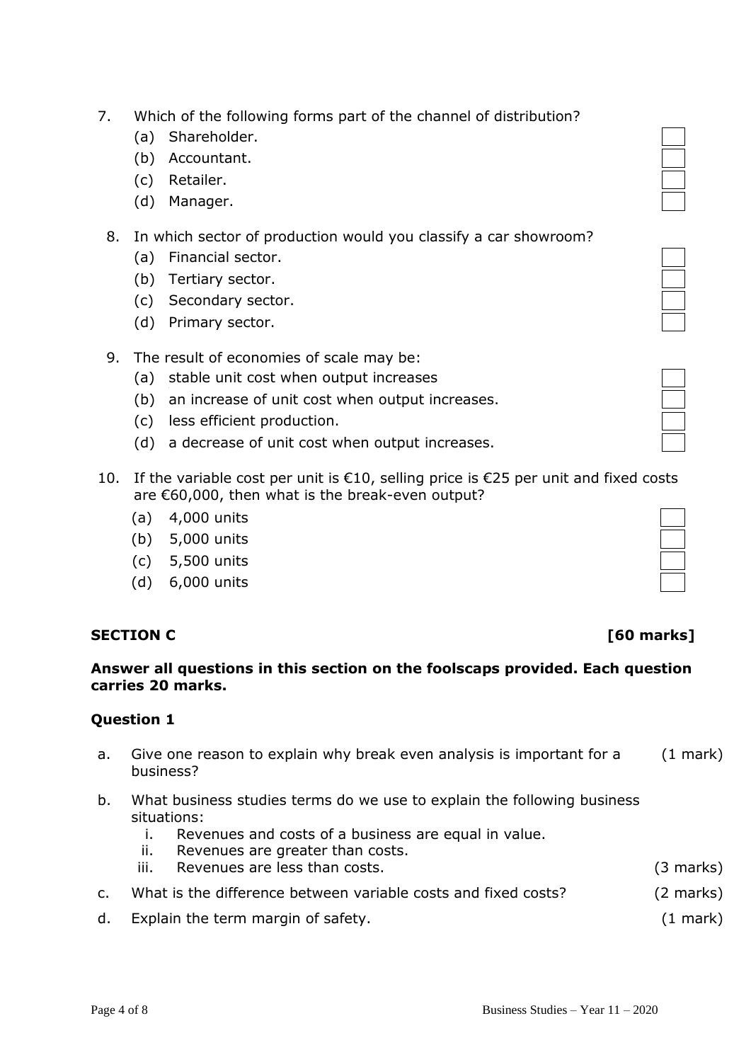7. Which of the following forms part of the channel of distribution?
   - (a) Shareholder.
   - (b) Accountant.
   - (c) Retailer.
   - (d) Manager.

8. In which sector of production would you classify a car showroom?
   - (a) Financial sector.
   - (b) Tertiary sector.
   - (c) Secondary sector.
   - (d) Primary sector.

9. The result of economies of scale may be:
   - (a) stable unit cost when output increases
   - (b) an increase of unit cost when output increases.
   - (c) less efficient production.
   - (d) a decrease of unit cost when output increases.

10. If the variable cost per unit is €10, selling price is €25 per unit and fixed costs are €60,000, then what is the break-even output?
    - (a) 4,000 units
    - (b) 5,000 units
    - (c) 5,500 units
    - (d) 6,000 units

## SECTION C [60 marks]

**Answer all questions in this section on the foolscaps provided. Each question carries 20 marks.**

### Question 1

a. Give one reason to explain why break even analysis is important for a business? (1 mark)

b. What business studies terms do we use to explain the following business situations:
   - i. Revenues and costs of a business are equal in value.
   - ii. Revenues are greater than costs.
   - iii. Revenues are less than costs. (3 marks)

c. What is the difference between variable costs and fixed costs? (2 marks)

d. Explain the term margin of safety. (1 mark)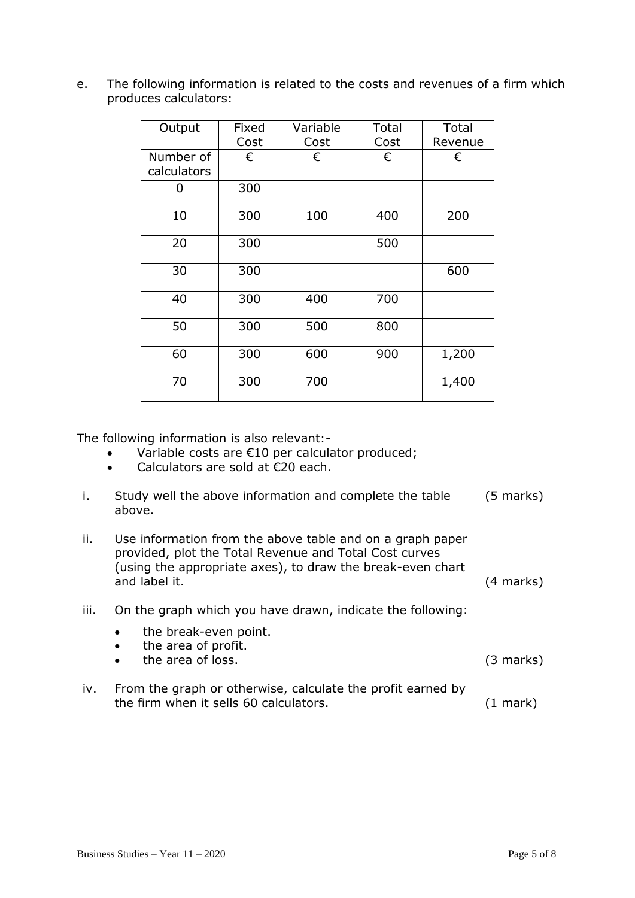e. The following information is related to the costs and revenues of a firm which produces calculators:

| Output | Fixed Cost | Variable Cost | Total Cost | Total Revenue |
|---|---|---|---|---|
| Number of calculators | € | € | € | € |
| 0 | 300 | | | |
| 10 | 300 | 100 | 400 | 200 |
| 20 | 300 | | 500 | |
| 30 | 300 | | | 600 |
| 40 | 300 | 400 | 700 | |
| 50 | 300 | 500 | 800 | |
| 60 | 300 | 600 | 900 | 1,200 |
| 70 | 300 | 700 | | 1,400 |

The following information is also relevant:-

- Variable costs are €10 per calculator produced;
- Calculators are sold at €20 each.

i. Study well the above information and complete the table above. (5 marks)

ii. Use information from the above table and on a graph paper provided, plot the Total Revenue and Total Cost curves (using the appropriate axes), to draw the break-even chart and label it. (4 marks)

iii. On the graph which you have drawn, indicate the following:

- the break-even point.
- the area of profit.
- the area of loss. (3 marks)

iv. From the graph or otherwise, calculate the profit earned by the firm when it sells 60 calculators. (1 mark)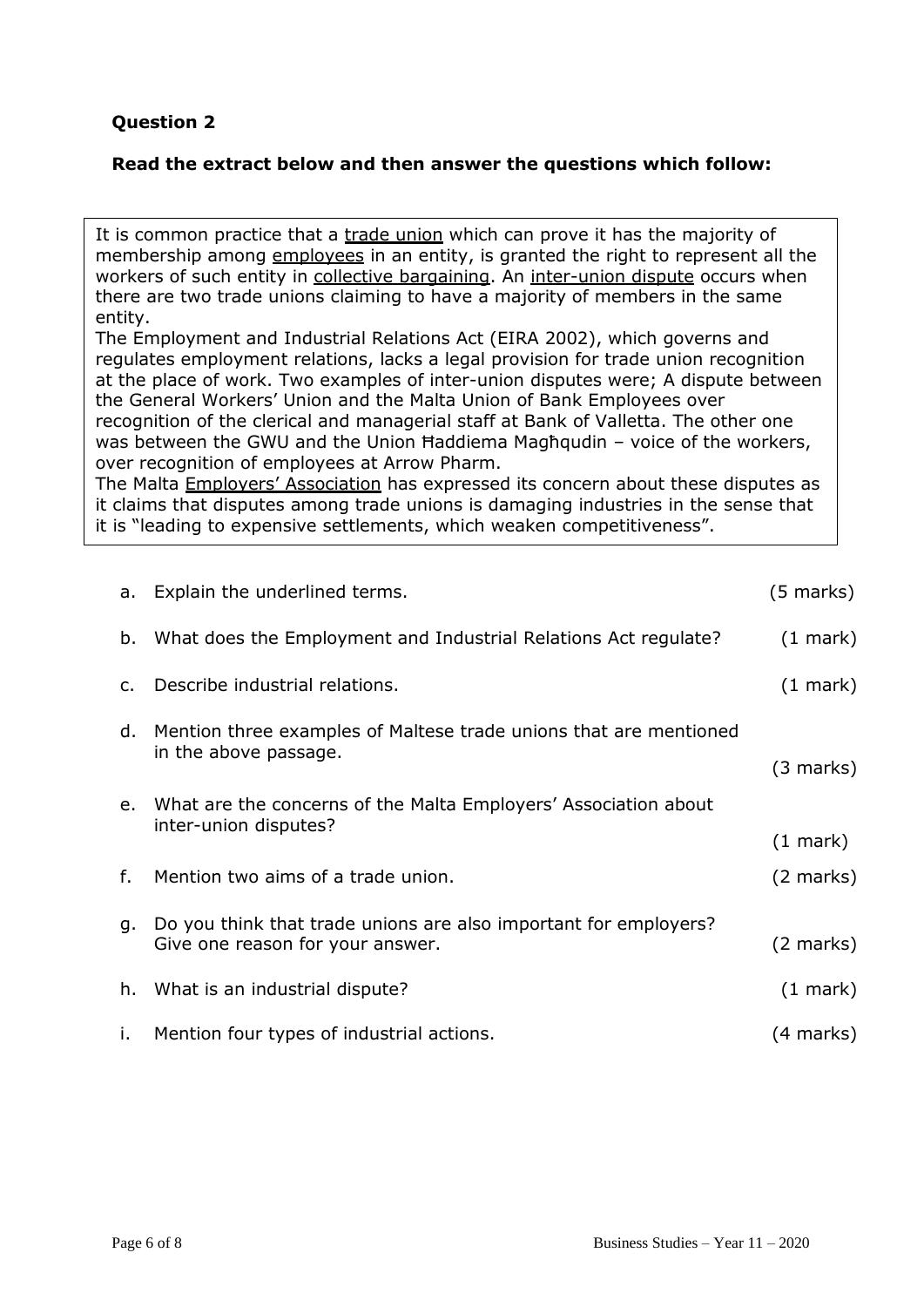**Question 2**

**Read the extract below and then answer the questions which follow:**

> It is common practice that a <u>trade union</u> which can prove it has the majority of membership among <u>employees</u> in an entity, is granted the right to represent all the workers of such entity in <u>collective bargaining</u>. An <u>inter-union dispute</u> occurs when there are two trade unions claiming to have a majority of members in the same entity.
>
> The Employment and Industrial Relations Act (EIRA 2002), which governs and regulates employment relations, lacks a legal provision for trade union recognition at the place of work. Two examples of inter-union disputes were; A dispute between the General Workers' Union and the Malta Union of Bank Employees over recognition of the clerical and managerial staff at Bank of Valletta. The other one was between the GWU and the Union Ħaddiema Magħqudin – voice of the workers, over recognition of employees at Arrow Pharm.
>
> The Malta <u>Employers' Association</u> has expressed its concern about these disputes as it claims that disputes among trade unions is damaging industries in the sense that it is "leading to expensive settlements, which weaken competitiveness".

a. Explain the underlined terms. (5 marks)

b. What does the Employment and Industrial Relations Act regulate? (1 mark)

c. Describe industrial relations. (1 mark)

d. Mention three examples of Maltese trade unions that are mentioned in the above passage. (3 marks)

e. What are the concerns of the Malta Employers' Association about inter-union disputes? (1 mark)

f. Mention two aims of a trade union. (2 marks)

g. Do you think that trade unions are also important for employers? Give one reason for your answer. (2 marks)

h. What is an industrial dispute? (1 mark)

i. Mention four types of industrial actions. (4 marks)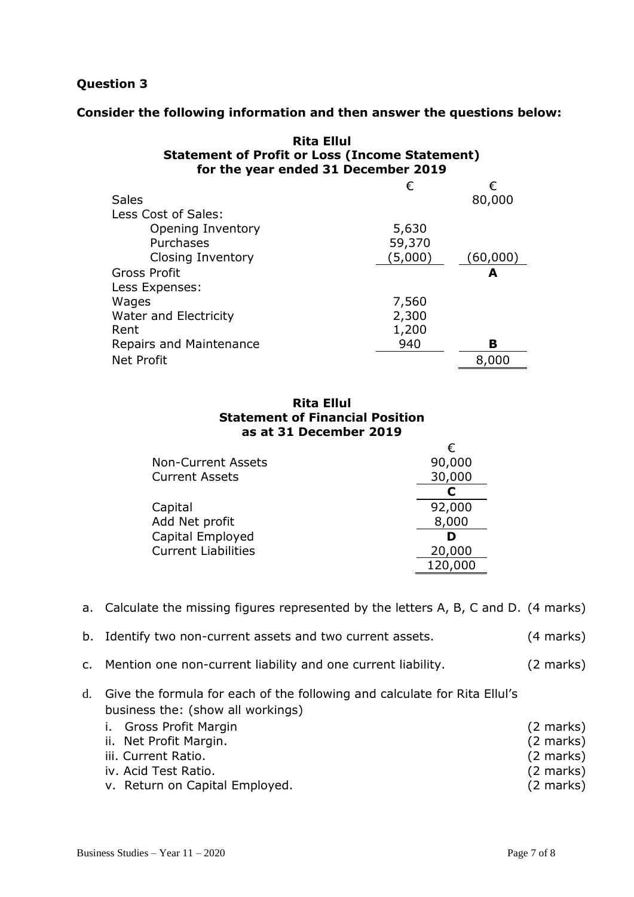## Question 3

**Consider the following information and then answer the questions below:**

**Rita Ellul**
**Statement of Profit or Loss (Income Statement)**
**for the year ended 31 December 2019**

| | € | € |
|---|---|---|
| Sales | | 80,000 |
| Less Cost of Sales: | | |
| Opening Inventory | 5,630 | |
| Purchases | 59,370 | |
| Closing Inventory | (5,000) | (60,000) |
| Gross Profit | | **A** |
| Less Expenses: | | |
| Wages | 7,560 | |
| Water and Electricity | 2,300 | |
| Rent | 1,200 | |
| Repairs and Maintenance | 940 | **B** |
| Net Profit | | 8,000 |

**Rita Ellul**
**Statement of Financial Position**
**as at 31 December 2019**

| | € |
|---|---|
| Non-Current Assets | 90,000 |
| Current Assets | 30,000 |
| | **C** |
| Capital | 92,000 |
| Add Net profit | 8,000 |
| Capital Employed | **D** |
| Current Liabilities | 20,000 |
| | 120,000 |

a. Calculate the missing figures represented by the letters A, B, C and D. (4 marks)

b. Identify two non-current assets and two current assets. (4 marks)

c. Mention one non-current liability and one current liability. (2 marks)

d. Give the formula for each of the following and calculate for Rita Ellul's business the: (show all workings)

  i. Gross Profit Margin (2 marks)
  ii. Net Profit Margin. (2 marks)
  iii. Current Ratio. (2 marks)
  iv. Acid Test Ratio. (2 marks)
  v. Return on Capital Employed. (2 marks)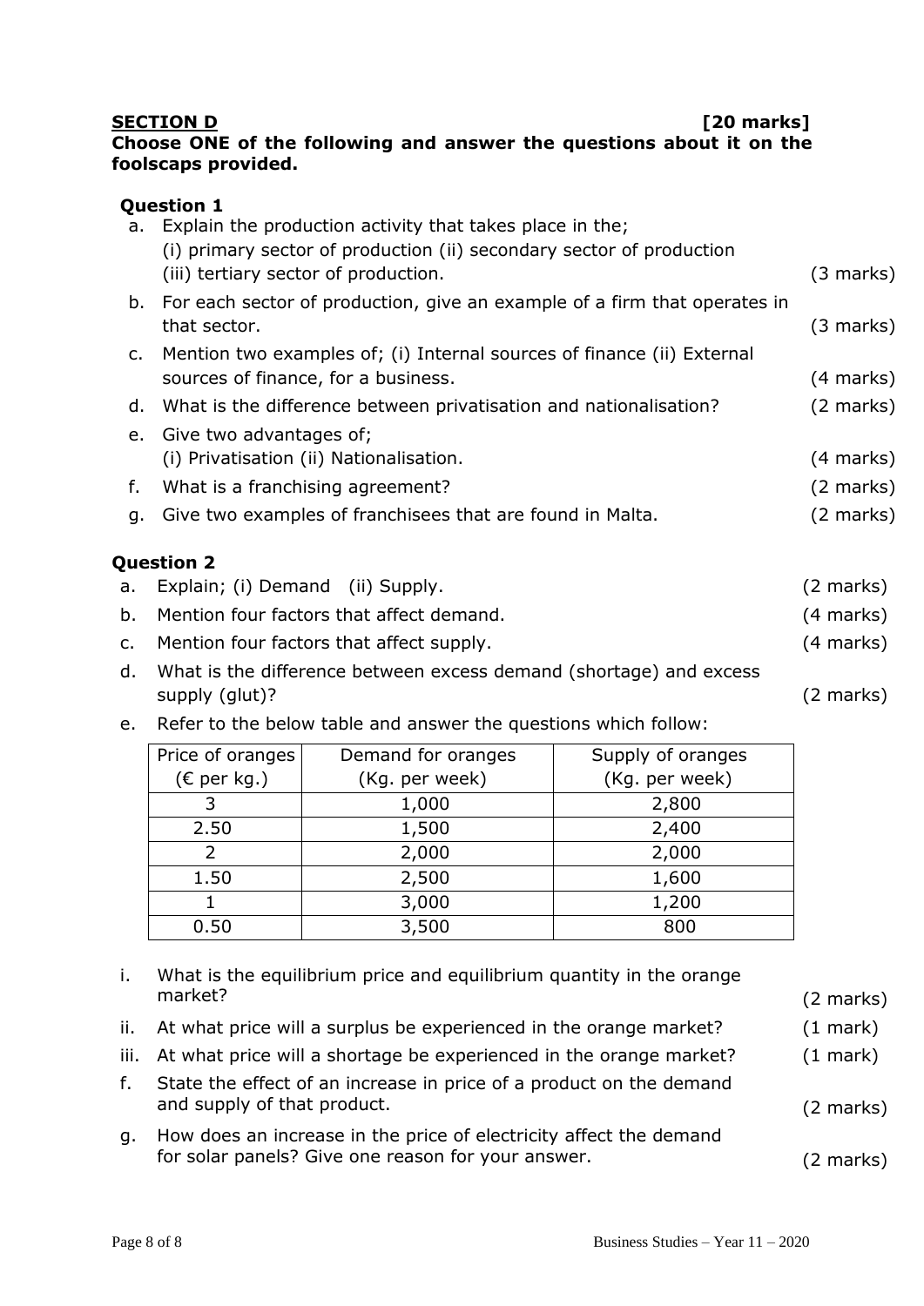**SECTION D** **[20 marks]**

**Choose ONE of the following and answer the questions about it on the foolscaps provided.**

**Question 1**

a. Explain the production activity that takes place in the;
(i) primary sector of production (ii) secondary sector of production
(iii) tertiary sector of production. (3 marks)

b. For each sector of production, give an example of a firm that operates in that sector. (3 marks)

c. Mention two examples of; (i) Internal sources of finance (ii) External sources of finance, for a business. (4 marks)

d. What is the difference between privatisation and nationalisation? (2 marks)

e. Give two advantages of;
(i) Privatisation (ii) Nationalisation. (4 marks)

f. What is a franchising agreement? (2 marks)

g. Give two examples of franchisees that are found in Malta. (2 marks)

**Question 2**

a. Explain; (i) Demand (ii) Supply. (2 marks)

b. Mention four factors that affect demand. (4 marks)

c. Mention four factors that affect supply. (4 marks)

d. What is the difference between excess demand (shortage) and excess supply (glut)? (2 marks)

e. Refer to the below table and answer the questions which follow:

| Price of oranges (€ per kg.) | Demand for oranges (Kg. per week) | Supply of oranges (Kg. per week) |
|---|---|---|
| 3 | 1,000 | 2,800 |
| 2.50 | 1,500 | 2,400 |
| 2 | 2,000 | 2,000 |
| 1.50 | 2,500 | 1,600 |
| 1 | 3,000 | 1,200 |
| 0.50 | 3,500 | 800 |

i. What is the equilibrium price and equilibrium quantity in the orange market? (2 marks)

ii. At what price will a surplus be experienced in the orange market? (1 mark)

iii. At what price will a shortage be experienced in the orange market? (1 mark)

f. State the effect of an increase in price of a product on the demand and supply of that product. (2 marks)

g. How does an increase in the price of electricity affect the demand for solar panels? Give one reason for your answer. (2 marks)